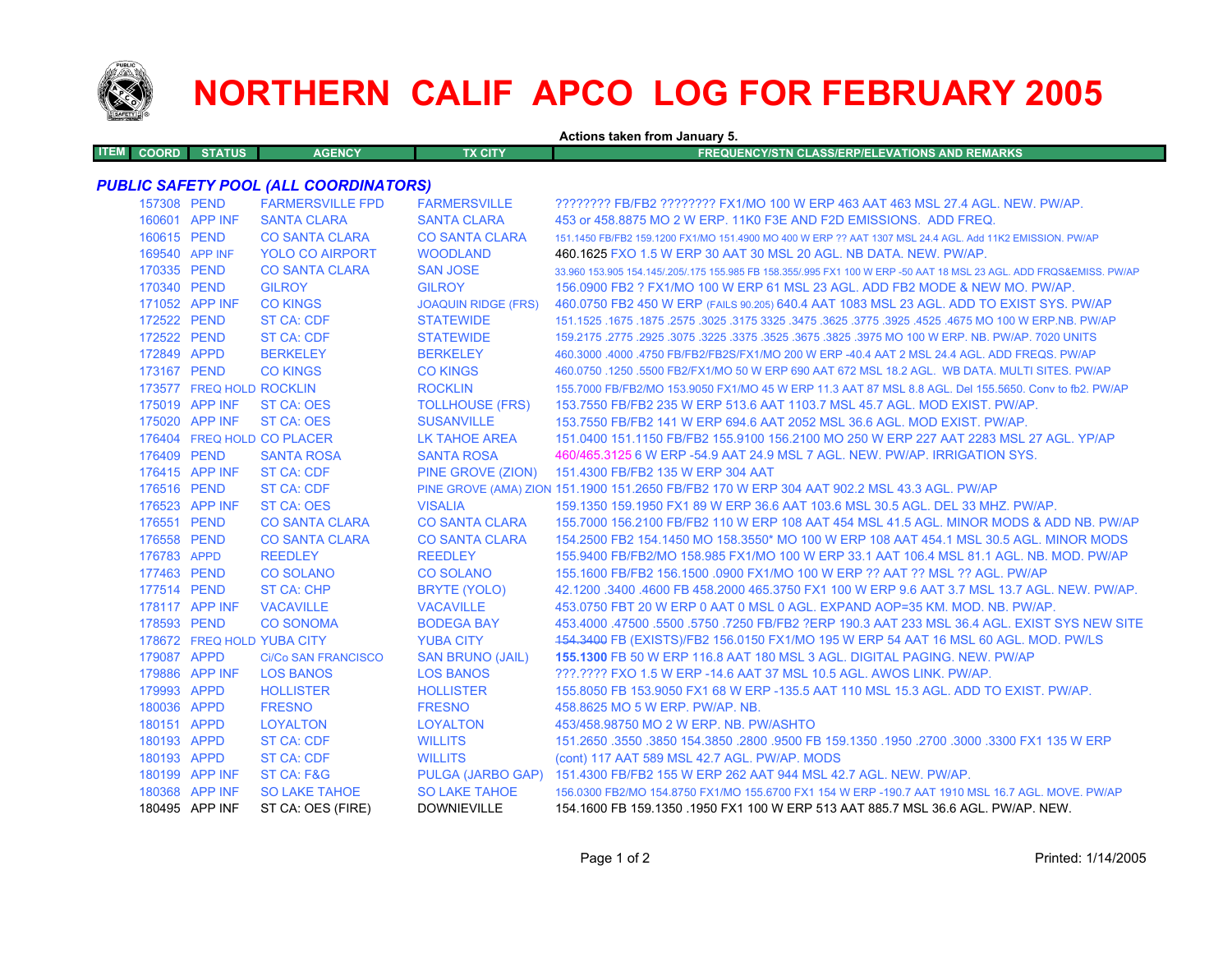# NORTHERN CALIF APCO LOG FOR FEBRUARY 2005

**Actions taken from January 5.**

| ITEM | COORD | STATUS | AGENCY | TX CITY | FREQUENCY/STN CLASS/ERP/ELEVATIONS AND REMARKS |
|---|---|---|---|---|---|
| ***PUBLIC SAFETY POOL (ALL COORDINATORS)*** | | | | | |
| 157308 | | PEND | FARMERSVILLE FPD | FARMERSVILLE | ???????? FB/FB2 ???????? FX1/MO 100 W ERP 463 AAT 463 MSL 27.4 AGL. NEW. PW/AP. |
| 160601 | | APP INF | SANTA CLARA | SANTA CLARA | 453 or 458.8875 MO 2 W ERP. 11K0 F3E AND F2D EMISSIONS. ADD FREQ. |
| 160615 | | PEND | CO SANTA CLARA | CO SANTA CLARA | 151.1450 FB/FB2 159.1200 FX1/MO 151.4900 MO 400 W ERP ?? AAT 1307 MSL 24.4 AGL. Add 11K2 EMISSION. PW/AP |
| 169540 | | APP INF | YOLO CO AIRPORT | WOODLAND | 460.1625 FXO 1.5 W ERP 30 AAT 30 MSL 20 AGL. NB DATA. NEW. PW/AP. |
| 170335 | | PEND | CO SANTA CLARA | SAN JOSE | 33.960 153.905 154.145/.205/.175 155.985 FB 158.355/.995 FX1 100 W ERP -50 AAT 18 MSL 23 AGL. ADD FRQS&EMISS. PW/AP |
| 170340 | | PEND | GILROY | GILROY | 156.0900 FB2 ? FX1/MO 100 W ERP 61 MSL 23 AGL. ADD FB2 MODE & NEW MO. PW/AP. |
| 171052 | | APP INF | CO KINGS | JOAQUIN RIDGE (FRS) | 460.0750 FB2 450 W ERP (FAILS 90.205) 640.4 AAT 1083 MSL 23 AGL. ADD TO EXIST SYS. PW/AP |
| 172522 | | PEND | ST CA: CDF | STATEWIDE | 151.1525 .1675 .1875 .2575 .3025 .3175 3325 .3475 .3625 .3775 .3925 .4525 .4675 MO 100 W ERP.NB. PW/AP |
| 172522 | | PEND | ST CA: CDF | STATEWIDE | 159.2175 .2775 .2925 .3075 .3225 .3375 .3525 .3675 .3825 .3975 MO 100 W ERP. NB. PW/AP. 7020 UNITS |
| 172849 | | APPD | BERKELEY | BERKELEY | 460.3000 .4000 .4750 FB/FB2/FB2S/FX1/MO 200 W ERP -40.4 AAT 2 MSL 24.4 AGL. ADD FREQS. PW/AP |
| 173167 | | PEND | CO KINGS | CO KINGS | 460.0750 .1250 .5500 FB2/FX1/MO 50 W ERP 690 AAT 672 MSL 18.2 AGL. WB DATA. MULTI SITES. PW/AP |
| 173577 | | FREQ HOLD | ROCKLIN | ROCKLIN | 155.7000 FB/FB2/MO 153.9050 FX1/MO 45 W ERP 11.3 AAT 87 MSL 8.8 AGL. Del 155.5650. Conv to fb2. PW/AP |
| 175019 | | APP INF | ST CA: OES | TOLLHOUSE (FRS) | 153.7550 FB/FB2 235 W ERP 513.6 AAT 1103.7 MSL 45.7 AGL. MOD EXIST. PW/AP. |
| 175020 | | APP INF | ST CA: OES | SUSANVILLE | 153.7550 FB/FB2 141 W ERP 694.6 AAT 2052 MSL 36.6 AGL. MOD EXIST. PW/AP. |
| 176404 | | FREQ HOLD | CO PLACER | LK TAHOE AREA | 151.0400 151.1150 FB/FB2 155.9100 156.2100 MO 250 W ERP 227 AAT 2283 MSL 27 AGL. YP/AP |
| 176409 | | PEND | SANTA ROSA | SANTA ROSA | 460/465.3125 6 W ERP -54.9 AAT 24.9 MSL 7 AGL. NEW. PW/AP. IRRIGATION SYS. |
| 176415 | | APP INF | ST CA: CDF | PINE GROVE (ZION) | 151.4300 FB/FB2 135 W ERP 304 AAT |
| 176516 | | PEND | ST CA: CDF | PINE GROVE (AMA) ZION | 151.1900 151.2650 FB/FB2 170 W ERP 304 AAT 902.2 MSL 43.3 AGL. PW/AP |
| 176523 | | APP INF | ST CA: OES | VISALIA | 159.1350 159.1950 FX1 89 W ERP 36.6 AAT 103.6 MSL 30.5 AGL. DEL 33 MHZ. PW/AP. |
| 176551 | | PEND | CO SANTA CLARA | CO SANTA CLARA | 155.7000 156.2100 FB/FB2 110 W ERP 108 AAT 454 MSL 41.5 AGL. MINOR MODS & ADD NB. PW/AP |
| 176558 | | PEND | CO SANTA CLARA | CO SANTA CLARA | 154.2500 FB2 154.1450 MO 158.3550* MO 100 W ERP 108 AAT 454.1 MSL 30.5 AGL. MINOR MODS |
| 176783 | | APPD | REEDLEY | REEDLEY | 155.9400 FB/FB2/MO 158.985 FX1/MO 100 W ERP 33.1 AAT 106.4 MSL 81.1 AGL. NB. MOD. PW/AP |
| 177463 | | PEND | CO SOLANO | CO SOLANO | 155.1600 FB/FB2 156.1500 .0900 FX1/MO 100 W ERP ?? AAT ?? MSL ?? AGL. PW/AP |
| 177514 | | PEND | ST CA: CHP | BRYTE (YOLO) | 42.1200 .3400 .4600 FB 458.2000 465.3750 FX1 100 W ERP 9.6 AAT 3.7 MSL 13.7 AGL. NEW. PW/AP. |
| 178117 | | APP INF | VACAVILLE | VACAVILLE | 453.0750 FBT 20 W ERP 0 AAT 0 MSL 0 AGL. EXPAND AOP=35 KM. MOD. NB. PW/AP. |
| 178593 | | PEND | CO SONOMA | BODEGA BAY | 453.4000 .47500 .5500 .5750 .7250 FB/FB2 ?ERP 190.3 AAT 233 MSL 36.4 AGL. EXIST SYS NEW SITE |
| 178672 | | FREQ HOLD | YUBA CITY | YUBA CITY | ~~154.3400~~ FB (EXISTS)/FB2 156.0150 FX1/MO 195 W ERP 54 AAT 16 MSL 60 AGL. MOD. PW/LS |
| 179087 | | APPD | Ci/Co SAN FRANCISCO | SAN BRUNO (JAIL) | **155.1300** FB 50 W ERP 116.8 AAT 180 MSL 3 AGL. DIGITAL PAGING. NEW. PW/AP |
| 179886 | | APP INF | LOS BANOS | LOS BANOS | ???.???? FXO 1.5 W ERP -14.6 AAT 37 MSL 10.5 AGL. AWOS LINK. PW/AP. |
| 179993 | | APPD | HOLLISTER | HOLLISTER | 155.8050 FB 153.9050 FX1 68 W ERP -135.5 AAT 110 MSL 15.3 AGL. ADD TO EXIST. PW/AP. |
| 180036 | | APPD | FRESNO | FRESNO | 458.8625 MO 5 W ERP. PW/AP. NB. |
| 180151 | | APPD | LOYALTON | LOYALTON | 453/458.98750 MO 2 W ERP. NB. PW/ASHTO |
| 180193 | | APPD | ST CA: CDF | WILLITS | 151.2650 .3550 .3850 154.3850 .2800 .9500 FB 159.1350 .1950 .2700 .3000 .3300 FX1 135 W ERP |
| 180193 | | APPD | ST CA: CDF | WILLITS | (cont) 117 AAT 589 MSL 42.7 AGL. PW/AP. MODS |
| 180199 | | APP INF | ST CA: F&G | PULGA (JARBO GAP) | 151.4300 FB/FB2 155 W ERP 262 AAT 944 MSL 42.7 AGL. NEW. PW/AP. |
| 180368 | | APP INF | SO LAKE TAHOE | SO LAKE TAHOE | 156.0300 FB2/MO 154.8750 FX1/MO 155.6700 FX1 154 W ERP -190.7 AAT 1910 MSL 16.7 AGL. MOVE. PW/AP |
| 180495 | | APP INF | ST CA: OES (FIRE) | DOWNIEVILLE | 154.1600 FB 159.1350 .1950 FX1 100 W ERP 513 AAT 885.7 MSL 36.6 AGL. PW/AP. NEW. |

Printed: 1/14/2005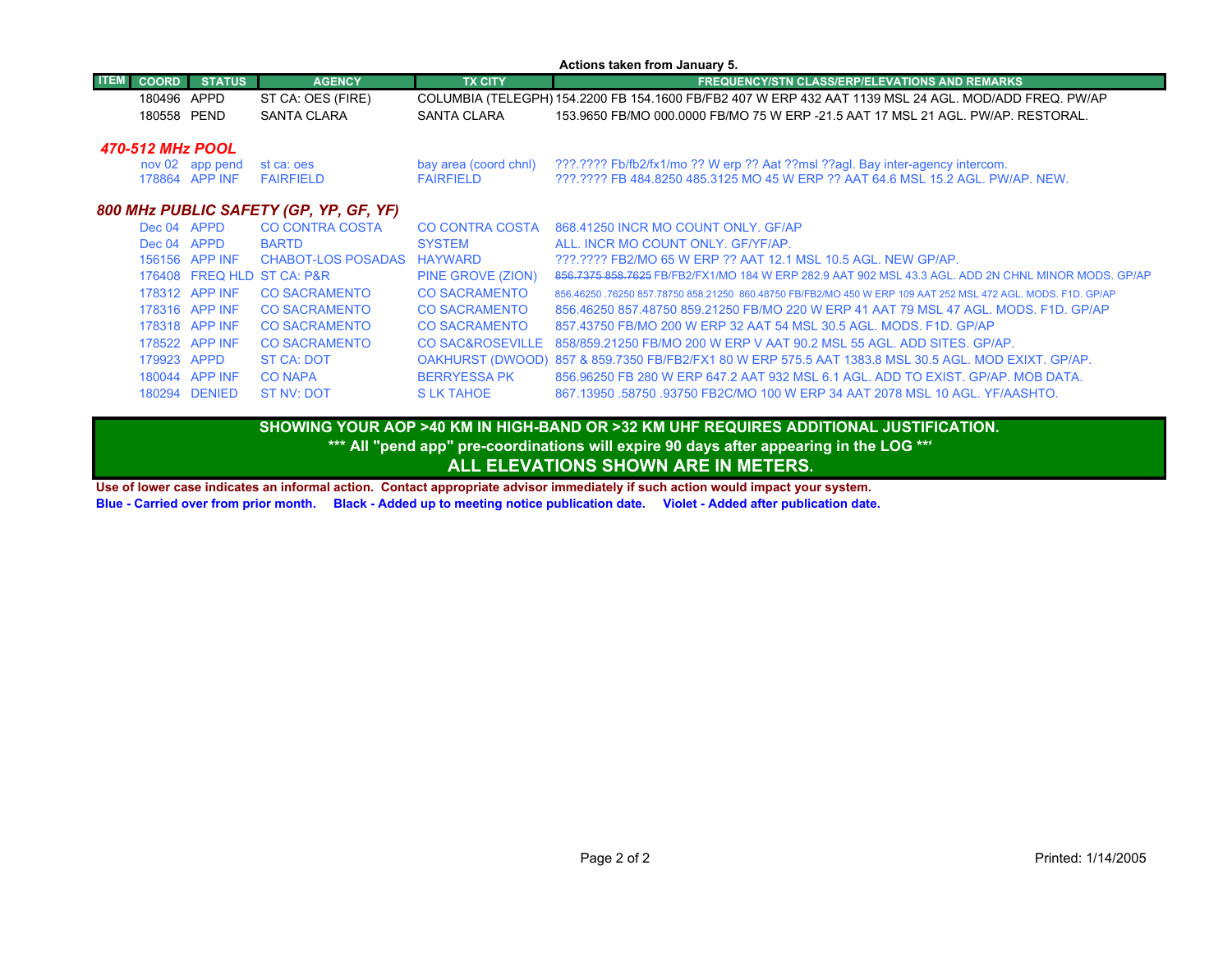**Actions taken from January 5.**

| ITEM | COORD | STATUS | AGENCY | TX CITY | FREQUENCY/STN CLASS/ERP/ELEVATIONS AND REMARKS |
|---|---|---|---|---|---|
| | 180496 | APPD | ST CA: OES (FIRE) | COLUMBIA (TELEGPH) | 154.2200 FB 154.1600 FB/FB2 407 W ERP 432 AAT 1139 MSL 24 AGL. MOD/ADD FREQ. PW/AP |
| | 180558 | PEND | SANTA CLARA | SANTA CLARA | 153.9650 FB/MO 000.0000 FB/MO 75 W ERP -21.5 AAT 17 MSL 21 AGL. PW/AP. RESTORAL. |
| ***470-512 MHz POOL*** | | | | | |
| | nov 02 | app pend | st ca: oes | bay area (coord chnl) | ???.???? Fb/fb2/fx1/mo ?? W erp ?? Aat ??msl ??agl. Bay inter-agency intercom. |
| | 178864 | APP INF | FAIRFIELD | FAIRFIELD | ???.???? FB 484.8250 485.3125 MO 45 W ERP ?? AAT 64.6 MSL 15.2 AGL. PW/AP. NEW. |
| ***800 MHz PUBLIC SAFETY (GP, YP, GF, YF)*** | | | | | |
| | Dec 04 | APPD | CO CONTRA COSTA | CO CONTRA COSTA | 868.41250 INCR MO COUNT ONLY. GF/AP |
| | Dec 04 | APPD | BARTD | SYSTEM | ALL. INCR MO COUNT ONLY. GF/YF/AP. |
| | 156156 | APP INF | CHABOT-LOS POSADAS | HAYWARD | ???.???? FB2/MO 65 W ERP ?? AAT 12.1 MSL 10.5 AGL. NEW GP/AP. |
| | 176408 | FREQ HLD | ST CA: P&R | PINE GROVE (ZION) | ~~856.7375 858.7625~~ FB/FB2/FX1/MO 184 W ERP 282.9 AAT 902 MSL 43.3 AGL. ADD 2N CHNL MINOR MODS. GP/AP |
| | 178312 | APP INF | CO SACRAMENTO | CO SACRAMENTO | 856.46250 .76250 857.78750 858.21250 860.48750 FB/FB2/MO 450 W ERP 109 AAT 252 MSL 472 AGL. MODS. F1D. GP/AP |
| | 178316 | APP INF | CO SACRAMENTO | CO SACRAMENTO | 856.46250 857.48750 859.21250 FB/MO 220 W ERP 41 AAT 79 MSL 47 AGL. MODS. F1D. GP/AP |
| | 178318 | APP INF | CO SACRAMENTO | CO SACRAMENTO | 857.43750 FB/MO 200 W ERP 32 AAT 54 MSL 30.5 AGL. MODS. F1D. GP/AP |
| | 178522 | APP INF | CO SACRAMENTO | CO SAC&ROSEVILLE | 858/859.21250 FB/MO 200 W ERP V AAT 90.2 MSL 55 AGL. ADD SITES. GP/AP. |
| | 179923 | APPD | ST CA: DOT | OAKHURST (DWOOD) | 857 & 859.7350 FB/FB2/FX1 80 W ERP 575.5 AAT 1383.8 MSL 30.5 AGL. MOD EXIXT. GP/AP. |
| | 180044 | APP INF | CO NAPA | BERRYESSA PK | 856.96250 FB 280 W ERP 647.2 AAT 932 MSL 6.1 AGL. ADD TO EXIST. GP/AP. MOB DATA. |
| | 180294 | DENIED | ST NV: DOT | S LK TAHOE | 867.13950 .58750 .93750 FB2C/MO 100 W ERP 34 AAT 2078 MSL 10 AGL. YF/AASHTO. |

**SHOWING YOUR AOP >40 KM IN HIGH-BAND OR >32 KM UHF REQUIRES ADDITIONAL JUSTIFICATION.**
**\*\*\* All "pend app" pre-coordinations will expire 90 days after appearing in the LOG \*\*\***
**ALL ELEVATIONS SHOWN ARE IN METERS.**

**Use of lower case indicates an informal action. Contact appropriate advisor immediately if such action would impact your system.**

**Blue - Carried over from prior month. Black - Added up to meeting notice publication date. Violet - Added after publication date.**

Printed: 1/14/2005